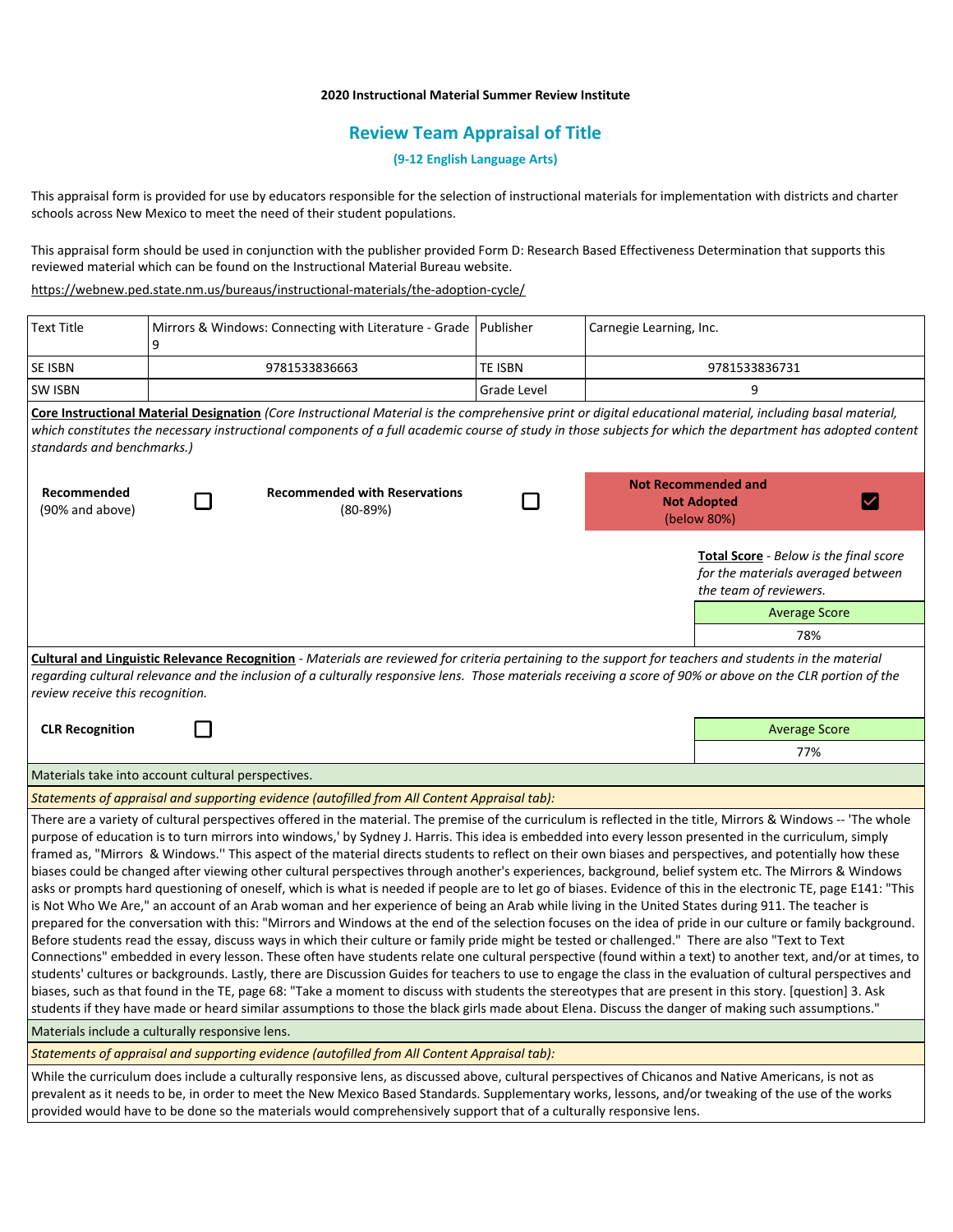**2020 Instructional Material Summer Review Institute**

## Review Team Appraisal of Title

**(9-12 English Language Arts)**

This appraisal form is provided for use by educators responsible for the selection of instructional materials for implementation with districts and charter schools across New Mexico to meet the need of their student populations.

This appraisal form should be used in conjunction with the publisher provided Form D: Research Based Effectiveness Determination that supports this reviewed material which can be found on the Instructional Material Bureau website.

https://webnew.ped.state.nm.us/bureaus/instructional-materials/the-adoption-cycle/

| Text Title | Mirrors & Windows: Connecting with Literature - Grade 9 | Publisher | Carnegie Learning, Inc. |
|---|---|---|---|
| SE ISBN | 9781533836663 | TE ISBN | 9781533836731 |
| SW ISBN | | Grade Level | 9 |

**Core Instructional Material Designation** *(Core Instructional Material is the comprehensive print or digital educational material, including basal material, which constitutes the necessary instructional components of a full academic course of study in those subjects for which the department has adopted content standards and benchmarks.)*

| Recommended (90% and above) | ☐ | Recommended with Reservations (80-89%) | ☐ | Not Recommended and Not Adopted (below 80%) | ☑ |
|---|---|---|---|---|---|

**Total Score** - *Below is the final score for the materials averaged between the team of reviewers.*

| Average Score |
|---|
| 78% |

**Cultural and Linguistic Relevance Recognition** - *Materials are reviewed for criteria pertaining to the support for teachers and students in the material regarding cultural relevance and the inclusion of a culturally responsive lens. Those materials receiving a score of 90% or above on the CLR portion of the review receive this recognition.*

| CLR Recognition | ☐ | Average Score |
|---|---|---|
| | | 77% |

Materials take into account cultural perspectives.

*Statements of appraisal and supporting evidence (autofilled from All Content Appraisal tab):*

There are a variety of cultural perspectives offered in the material. The premise of the curriculum is reflected in the title, Mirrors & Windows -- 'The whole purpose of education is to turn mirrors into windows,' by Sydney J. Harris. This idea is embedded into every lesson presented in the curriculum, simply framed as, "Mirrors & Windows.'' This aspect of the material directs students to reflect on their own biases and perspectives, and potentially how these biases could be changed after viewing other cultural perspectives through another's experiences, background, belief system etc. The Mirrors & Windows asks or prompts hard questioning of oneself, which is what is needed if people are to let go of biases. Evidence of this in the electronic TE, page E141: "This is Not Who We Are," an account of an Arab woman and her experience of being an Arab while living in the United States during 911. The teacher is prepared for the conversation with this: "Mirrors and Windows at the end of the selection focuses on the idea of pride in our culture or family background. Before students read the essay, discuss ways in which their culture or family pride might be tested or challenged." There are also "Text to Text Connections" embedded in every lesson. These often have students relate one cultural perspective (found within a text) to another text, and/or at times, to students' cultures or backgrounds. Lastly, there are Discussion Guides for teachers to use to engage the class in the evaluation of cultural perspectives and biases, such as that found in the TE, page 68: "Take a moment to discuss with students the stereotypes that are present in this story. [question] 3. Ask students if they have made or heard similar assumptions to those the black girls made about Elena. Discuss the danger of making such assumptions."

Materials include a culturally responsive lens.

*Statements of appraisal and supporting evidence (autofilled from All Content Appraisal tab):*

While the curriculum does include a culturally responsive lens, as discussed above, cultural perspectives of Chicanos and Native Americans, is not as prevalent as it needs to be, in order to meet the New Mexico Based Standards. Supplementary works, lessons, and/or tweaking of the use of the works provided would have to be done so the materials would comprehensively support that of a culturally responsive lens.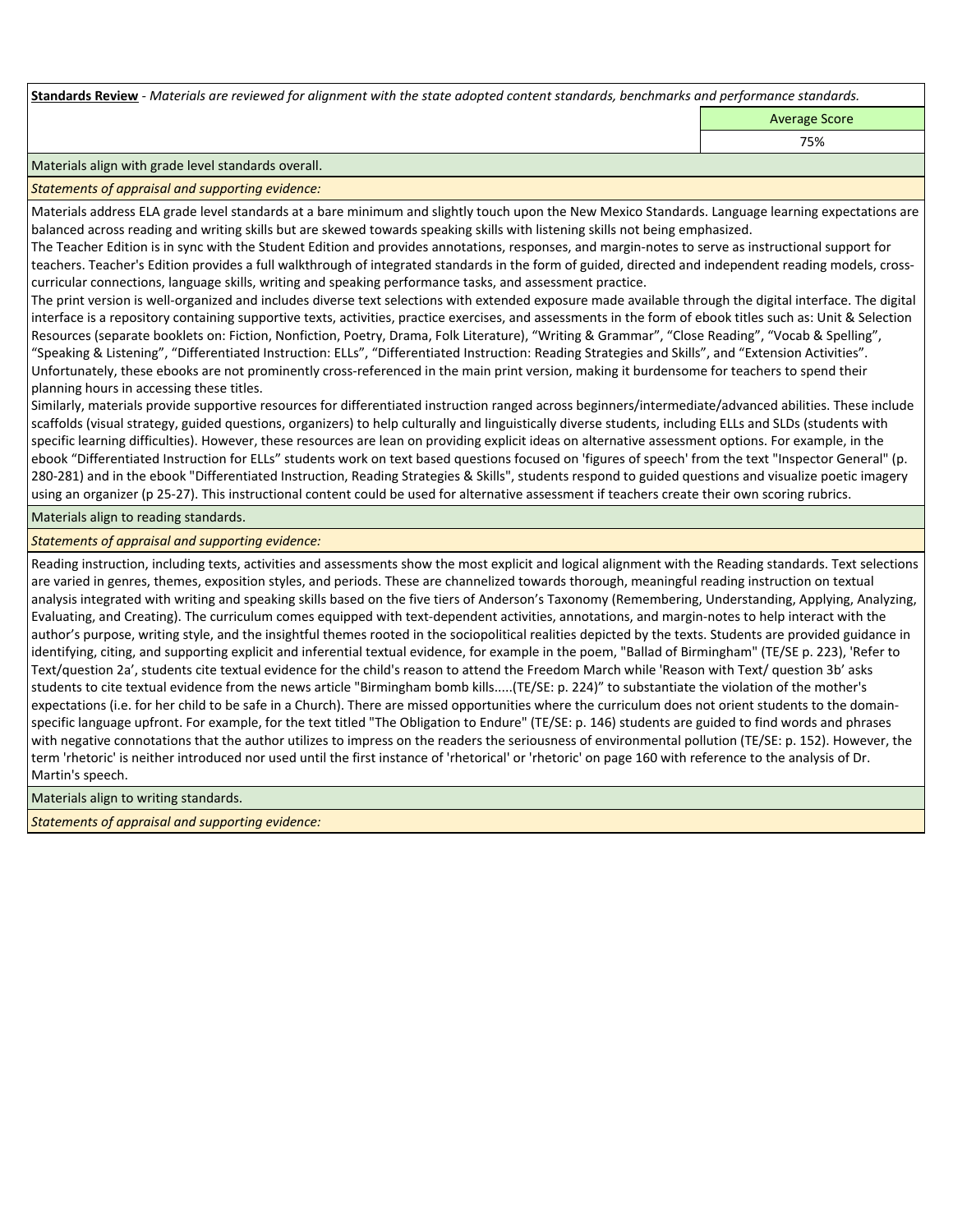**Standards Review** - *Materials are reviewed for alignment with the state adopted content standards, benchmarks and performance standards.*

| | Average Score |
|---|---|
| | 75% |

Materials align with grade level standards overall.

*Statements of appraisal and supporting evidence:*

Materials address ELA grade level standards at a bare minimum and slightly touch upon the New Mexico Standards. Language learning expectations are balanced across reading and writing skills but are skewed towards speaking skills with listening skills not being emphasized.
The Teacher Edition is in sync with the Student Edition and provides annotations, responses, and margin-notes to serve as instructional support for teachers. Teacher's Edition provides a full walkthrough of integrated standards in the form of guided, directed and independent reading models, cross-curricular connections, language skills, writing and speaking performance tasks, and assessment practice.
The print version is well-organized and includes diverse text selections with extended exposure made available through the digital interface. The digital interface is a repository containing supportive texts, activities, practice exercises, and assessments in the form of ebook titles such as: Unit & Selection Resources (separate booklets on: Fiction, Nonfiction, Poetry, Drama, Folk Literature), "Writing & Grammar", "Close Reading", "Vocab & Spelling", "Speaking & Listening", "Differentiated Instruction: ELLs", "Differentiated Instruction: Reading Strategies and Skills", and "Extension Activities". Unfortunately, these ebooks are not prominently cross-referenced in the main print version, making it burdensome for teachers to spend their planning hours in accessing these titles.
Similarly, materials provide supportive resources for differentiated instruction ranged across beginners/intermediate/advanced abilities. These include scaffolds (visual strategy, guided questions, organizers) to help culturally and linguistically diverse students, including ELLs and SLDs (students with specific learning difficulties). However, these resources are lean on providing explicit ideas on alternative assessment options. For example, in the ebook "Differentiated Instruction for ELLs" students work on text based questions focused on 'figures of speech' from the text "Inspector General" (p. 280-281) and in the ebook "Differentiated Instruction, Reading Strategies & Skills", students respond to guided questions and visualize poetic imagery using an organizer (p 25-27). This instructional content could be used for alternative assessment if teachers create their own scoring rubrics.

Materials align to reading standards.

*Statements of appraisal and supporting evidence:*

Reading instruction, including texts, activities and assessments show the most explicit and logical alignment with the Reading standards. Text selections are varied in genres, themes, exposition styles, and periods. These are channelized towards thorough, meaningful reading instruction on textual analysis integrated with writing and speaking skills based on the five tiers of Anderson's Taxonomy (Remembering, Understanding, Applying, Analyzing, Evaluating, and Creating). The curriculum comes equipped with text-dependent activities, annotations, and margin-notes to help interact with the author's purpose, writing style, and the insightful themes rooted in the sociopolitical realities depicted by the texts. Students are provided guidance in identifying, citing, and supporting explicit and inferential textual evidence, for example in the poem, "Ballad of Birmingham" (TE/SE p. 223), 'Refer to Text/question 2a', students cite textual evidence for the child's reason to attend the Freedom March while 'Reason with Text/ question 3b' asks students to cite textual evidence from the news article "Birmingham bomb kills.....(TE/SE: p. 224)" to substantiate the violation of the mother's expectations (i.e. for her child to be safe in a Church). There are missed opportunities where the curriculum does not orient students to the domain-specific language upfront. For example, for the text titled "The Obligation to Endure" (TE/SE: p. 146) students are guided to find words and phrases with negative connotations that the author utilizes to impress on the readers the seriousness of environmental pollution (TE/SE: p. 152). However, the term 'rhetoric' is neither introduced nor used until the first instance of 'rhetorical' or 'rhetoric' on page 160 with reference to the analysis of Dr. Martin's speech.

Materials align to writing standards.

*Statements of appraisal and supporting evidence:*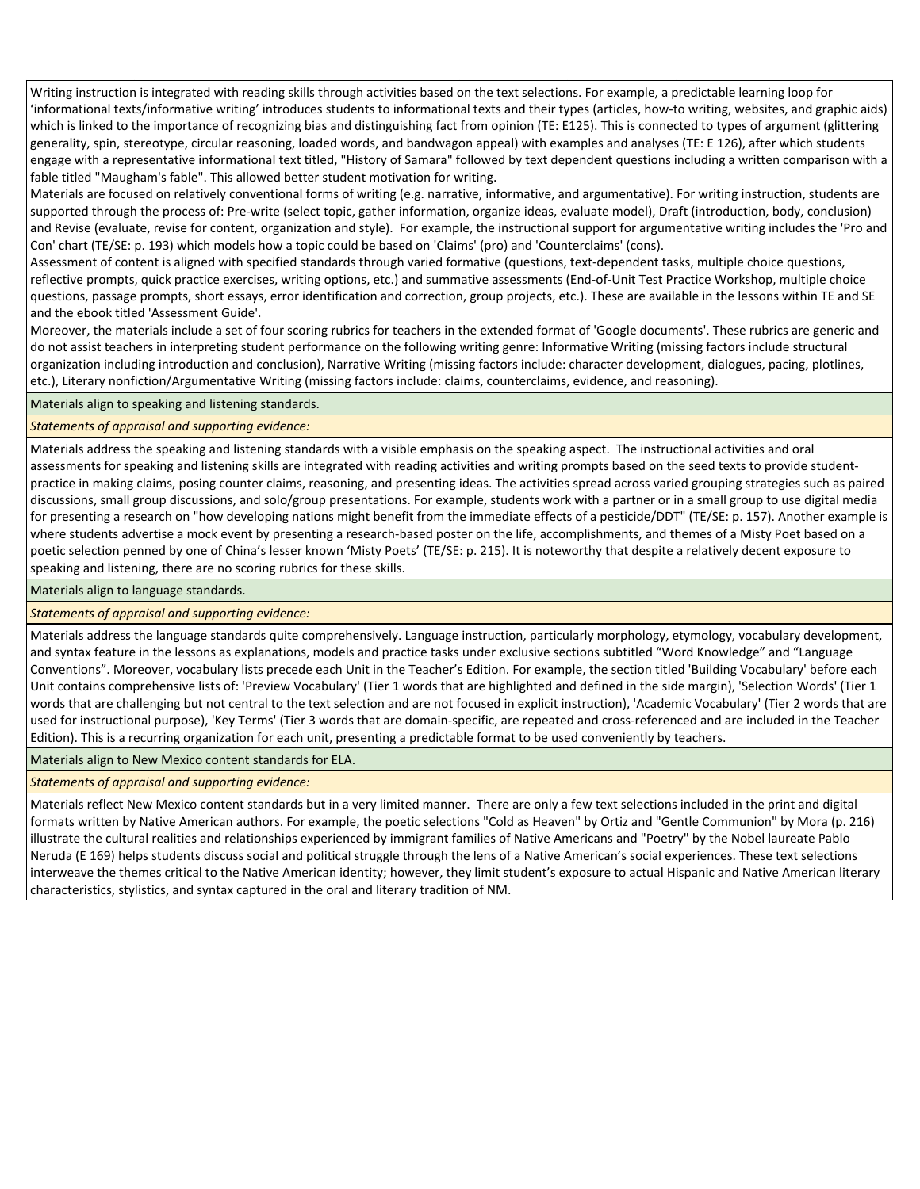Writing instruction is integrated with reading skills through activities based on the text selections. For example, a predictable learning loop for 'informational texts/informative writing' introduces students to informational texts and their types (articles, how-to writing, websites, and graphic aids) which is linked to the importance of recognizing bias and distinguishing fact from opinion (TE: E125). This is connected to types of argument (glittering generality, spin, stereotype, circular reasoning, loaded words, and bandwagon appeal) with examples and analyses (TE: E 126), after which students engage with a representative informational text titled, "History of Samara" followed by text dependent questions including a written comparison with a fable titled "Maugham's fable". This allowed better student motivation for writing.
Materials are focused on relatively conventional forms of writing (e.g. narrative, informative, and argumentative). For writing instruction, students are supported through the process of: Pre-write (select topic, gather information, organize ideas, evaluate model), Draft (introduction, body, conclusion) and Revise (evaluate, revise for content, organization and style). For example, the instructional support for argumentative writing includes the 'Pro and Con' chart (TE/SE: p. 193) which models how a topic could be based on 'Claims' (pro) and 'Counterclaims' (cons).
Assessment of content is aligned with specified standards through varied formative (questions, text-dependent tasks, multiple choice questions, reflective prompts, quick practice exercises, writing options, etc.) and summative assessments (End-of-Unit Test Practice Workshop, multiple choice questions, passage prompts, short essays, error identification and correction, group projects, etc.). These are available in the lessons within TE and SE and the ebook titled 'Assessment Guide'.
Moreover, the materials include a set of four scoring rubrics for teachers in the extended format of 'Google documents'. These rubrics are generic and do not assist teachers in interpreting student performance on the following writing genre: Informative Writing (missing factors include structural organization including introduction and conclusion), Narrative Writing (missing factors include: character development, dialogues, pacing, plotlines, etc.), Literary nonfiction/Argumentative Writing (missing factors include: claims, counterclaims, evidence, and reasoning).

Materials align to speaking and listening standards.

*Statements of appraisal and supporting evidence:*

Materials address the speaking and listening standards with a visible emphasis on the speaking aspect. The instructional activities and oral assessments for speaking and listening skills are integrated with reading activities and writing prompts based on the seed texts to provide student-practice in making claims, posing counter claims, reasoning, and presenting ideas. The activities spread across varied grouping strategies such as paired discussions, small group discussions, and solo/group presentations. For example, students work with a partner or in a small group to use digital media for presenting a research on "how developing nations might benefit from the immediate effects of a pesticide/DDT" (TE/SE: p. 157). Another example is where students advertise a mock event by presenting a research-based poster on the life, accomplishments, and themes of a Misty Poet based on a poetic selection penned by one of China's lesser known 'Misty Poets' (TE/SE: p. 215). It is noteworthy that despite a relatively decent exposure to speaking and listening, there are no scoring rubrics for these skills.

Materials align to language standards.

*Statements of appraisal and supporting evidence:*

Materials address the language standards quite comprehensively. Language instruction, particularly morphology, etymology, vocabulary development, and syntax feature in the lessons as explanations, models and practice tasks under exclusive sections subtitled "Word Knowledge" and "Language Conventions". Moreover, vocabulary lists precede each Unit in the Teacher's Edition. For example, the section titled 'Building Vocabulary' before each Unit contains comprehensive lists of: 'Preview Vocabulary' (Tier 1 words that are highlighted and defined in the side margin), 'Selection Words' (Tier 1 words that are challenging but not central to the text selection and are not focused in explicit instruction), 'Academic Vocabulary' (Tier 2 words that are used for instructional purpose), 'Key Terms' (Tier 3 words that are domain-specific, are repeated and cross-referenced and are included in the Teacher Edition). This is a recurring organization for each unit, presenting a predictable format to be used conveniently by teachers.

Materials align to New Mexico content standards for ELA.

*Statements of appraisal and supporting evidence:*

Materials reflect New Mexico content standards but in a very limited manner. There are only a few text selections included in the print and digital formats written by Native American authors. For example, the poetic selections "Cold as Heaven" by Ortiz and "Gentle Communion" by Mora (p. 216) illustrate the cultural realities and relationships experienced by immigrant families of Native Americans and "Poetry" by the Nobel laureate Pablo Neruda (E 169) helps students discuss social and political struggle through the lens of a Native American's social experiences. These text selections interweave the themes critical to the Native American identity; however, they limit student's exposure to actual Hispanic and Native American literary characteristics, stylistics, and syntax captured in the oral and literary tradition of NM.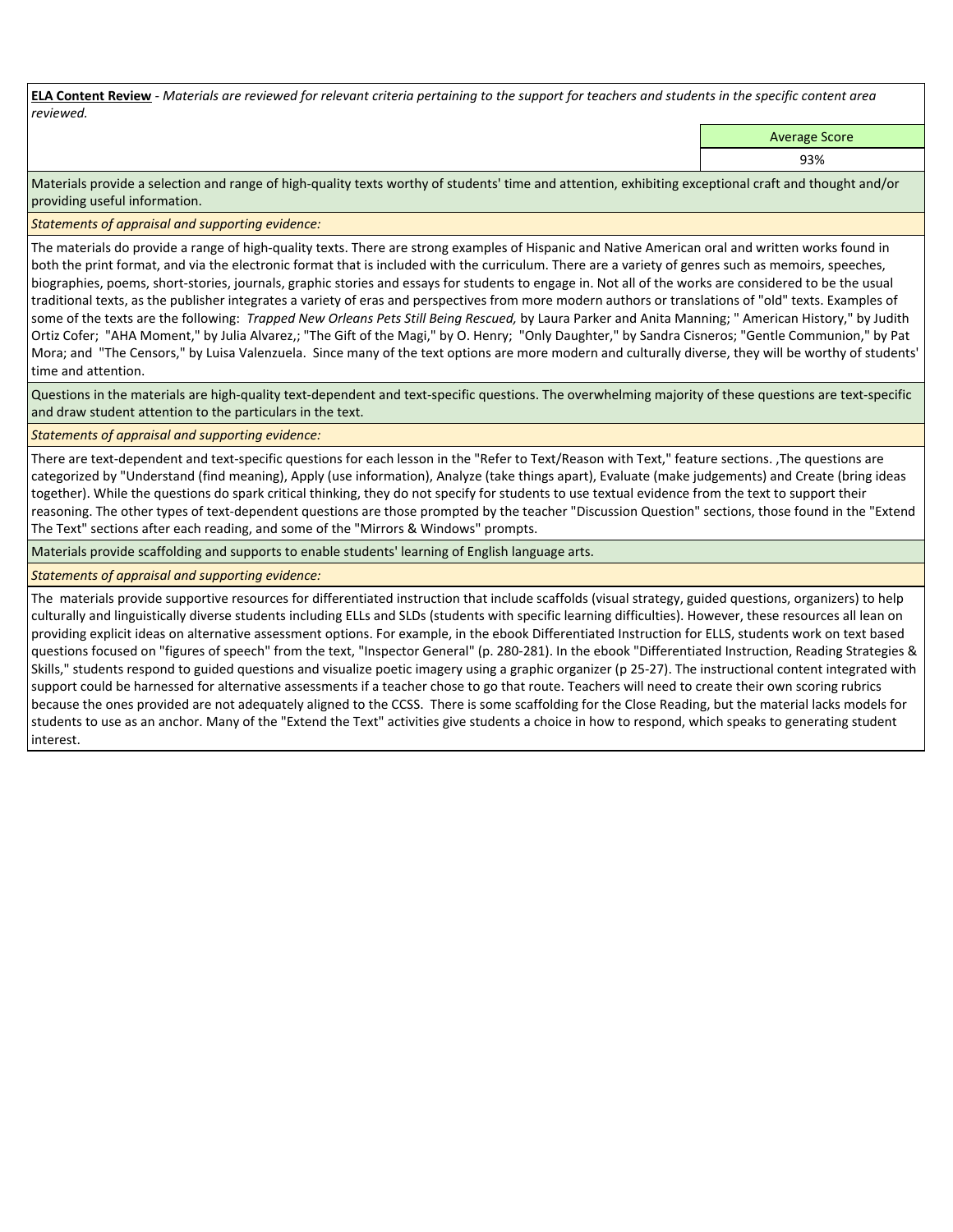**<u>ELA Content Review</u>** - *Materials are reviewed for relevant criteria pertaining to the support for teachers and students in the specific content area reviewed.*

| Average Score |
| --- |
| 93% |

Materials provide a selection and range of high-quality texts worthy of students' time and attention, exhibiting exceptional craft and thought and/or providing useful information.

*Statements of appraisal and supporting evidence:*

The materials do provide a range of high-quality texts. There are strong examples of Hispanic and Native American oral and written works found in both the print format, and via the electronic format that is included with the curriculum. There are a variety of genres such as memoirs, speeches, biographies, poems, short-stories, journals, graphic stories and essays for students to engage in. Not all of the works are considered to be the usual traditional texts, as the publisher integrates a variety of eras and perspectives from more modern authors or translations of "old" texts. Examples of some of the texts are the following: *Trapped New Orleans Pets Still Being Rescued,* by Laura Parker and Anita Manning; " American History," by Judith Ortiz Cofer; "AHA Moment," by Julia Alvarez,; "The Gift of the Magi," by O. Henry; "Only Daughter," by Sandra Cisneros; "Gentle Communion," by Pat Mora; and "The Censors," by Luisa Valenzuela. Since many of the text options are more modern and culturally diverse, they will be worthy of students' time and attention.

Questions in the materials are high-quality text-dependent and text-specific questions. The overwhelming majority of these questions are text-specific and draw student attention to the particulars in the text.

*Statements of appraisal and supporting evidence:*

There are text-dependent and text-specific questions for each lesson in the "Refer to Text/Reason with Text," feature sections. ,The questions are categorized by "Understand (find meaning), Apply (use information), Analyze (take things apart), Evaluate (make judgements) and Create (bring ideas together). While the questions do spark critical thinking, they do not specify for students to use textual evidence from the text to support their reasoning. The other types of text-dependent questions are those prompted by the teacher "Discussion Question" sections, those found in the "Extend The Text" sections after each reading, and some of the "Mirrors & Windows" prompts.

Materials provide scaffolding and supports to enable students' learning of English language arts.

*Statements of appraisal and supporting evidence:*

The materials provide supportive resources for differentiated instruction that include scaffolds (visual strategy, guided questions, organizers) to help culturally and linguistically diverse students including ELLs and SLDs (students with specific learning difficulties). However, these resources all lean on providing explicit ideas on alternative assessment options. For example, in the ebook Differentiated Instruction for ELLS, students work on text based questions focused on "figures of speech" from the text, "Inspector General" (p. 280-281). In the ebook "Differentiated Instruction, Reading Strategies & Skills," students respond to guided questions and visualize poetic imagery using a graphic organizer (p 25-27). The instructional content integrated with support could be harnessed for alternative assessments if a teacher chose to go that route. Teachers will need to create their own scoring rubrics because the ones provided are not adequately aligned to the CCSS. There is some scaffolding for the Close Reading, but the material lacks models for students to use as an anchor. Many of the "Extend the Text" activities give students a choice in how to respond, which speaks to generating student interest.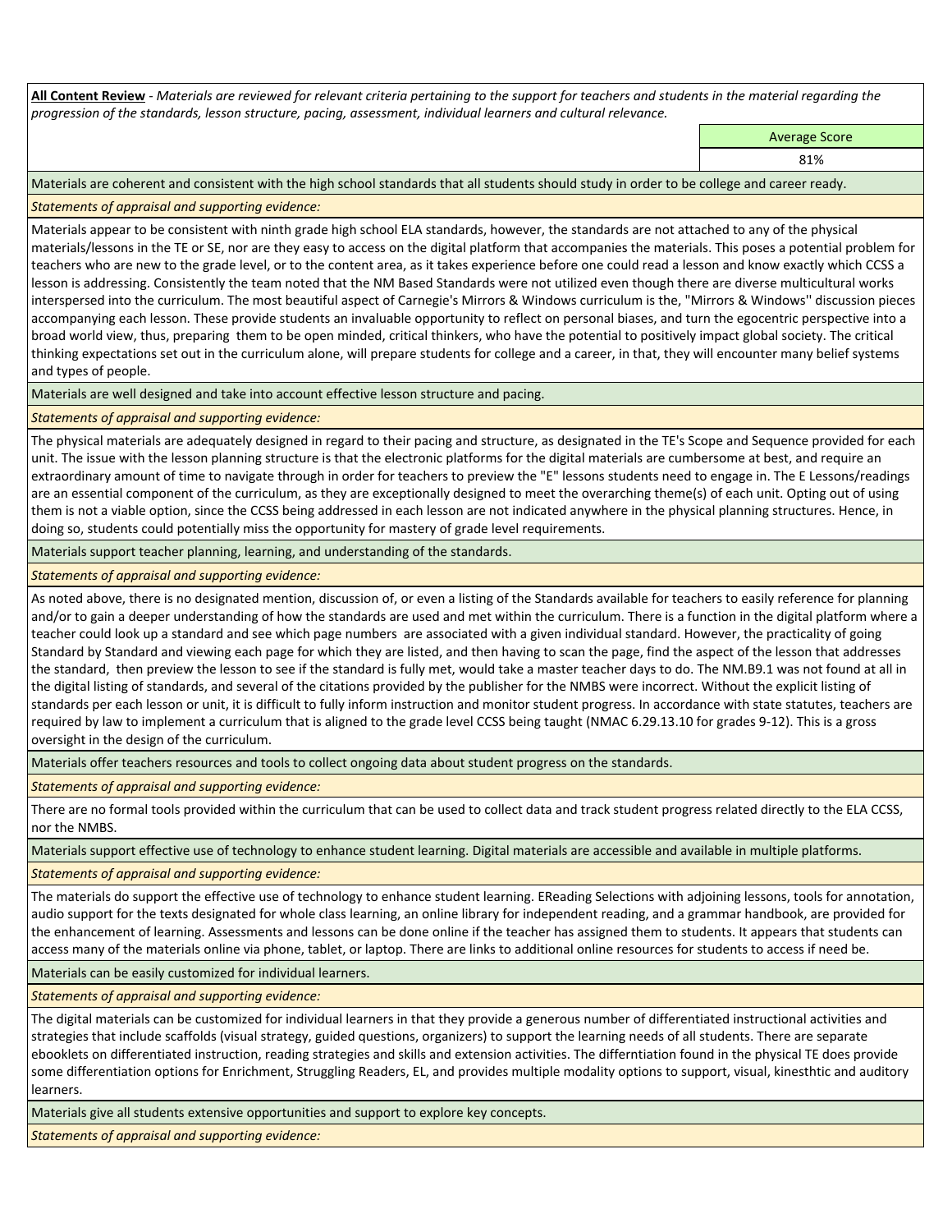**All Content Review** - *Materials are reviewed for relevant criteria pertaining to the support for teachers and students in the material regarding the progression of the standards, lesson structure, pacing, assessment, individual learners and cultural relevance.*

| Average Score |
| --- |
| 81% |

Materials are coherent and consistent with the high school standards that all students should study in order to be college and career ready.

*Statements of appraisal and supporting evidence:*

Materials appear to be consistent with ninth grade high school ELA standards, however, the standards are not attached to any of the physical materials/lessons in the TE or SE, nor are they easy to access on the digital platform that accompanies the materials. This poses a potential problem for teachers who are new to the grade level, or to the content area, as it takes experience before one could read a lesson and know exactly which CCSS a lesson is addressing. Consistently the team noted that the NM Based Standards were not utilized even though there are diverse multicultural works interspersed into the curriculum. The most beautiful aspect of Carnegie's Mirrors & Windows curriculum is the, "Mirrors & Windows'' discussion pieces accompanying each lesson. These provide students an invaluable opportunity to reflect on personal biases, and turn the egocentric perspective into a broad world view, thus, preparing them to be open minded, critical thinkers, who have the potential to positively impact global society. The critical thinking expectations set out in the curriculum alone, will prepare students for college and a career, in that, they will encounter many belief systems and types of people.

Materials are well designed and take into account effective lesson structure and pacing.

*Statements of appraisal and supporting evidence:*

The physical materials are adequately designed in regard to their pacing and structure, as designated in the TE's Scope and Sequence provided for each unit. The issue with the lesson planning structure is that the electronic platforms for the digital materials are cumbersome at best, and require an extraordinary amount of time to navigate through in order for teachers to preview the "E" lessons students need to engage in. The E Lessons/readings are an essential component of the curriculum, as they are exceptionally designed to meet the overarching theme(s) of each unit. Opting out of using them is not a viable option, since the CCSS being addressed in each lesson are not indicated anywhere in the physical planning structures. Hence, in doing so, students could potentially miss the opportunity for mastery of grade level requirements.

Materials support teacher planning, learning, and understanding of the standards.

*Statements of appraisal and supporting evidence:*

As noted above, there is no designated mention, discussion of, or even a listing of the Standards available for teachers to easily reference for planning and/or to gain a deeper understanding of how the standards are used and met within the curriculum. There is a function in the digital platform where a teacher could look up a standard and see which page numbers are associated with a given individual standard. However, the practicality of going Standard by Standard and viewing each page for which they are listed, and then having to scan the page, find the aspect of the lesson that addresses the standard, then preview the lesson to see if the standard is fully met, would take a master teacher days to do. The NM.B9.1 was not found at all in the digital listing of standards, and several of the citations provided by the publisher for the NMBS were incorrect. Without the explicit listing of standards per each lesson or unit, it is difficult to fully inform instruction and monitor student progress. In accordance with state statutes, teachers are required by law to implement a curriculum that is aligned to the grade level CCSS being taught (NMAC 6.29.13.10 for grades 9-12). This is a gross oversight in the design of the curriculum.

Materials offer teachers resources and tools to collect ongoing data about student progress on the standards.

*Statements of appraisal and supporting evidence:*

There are no formal tools provided within the curriculum that can be used to collect data and track student progress related directly to the ELA CCSS, nor the NMBS.

Materials support effective use of technology to enhance student learning. Digital materials are accessible and available in multiple platforms.

*Statements of appraisal and supporting evidence:*

The materials do support the effective use of technology to enhance student learning. EReading Selections with adjoining lessons, tools for annotation, audio support for the texts designated for whole class learning, an online library for independent reading, and a grammar handbook, are provided for the enhancement of learning. Assessments and lessons can be done online if the teacher has assigned them to students. It appears that students can access many of the materials online via phone, tablet, or laptop. There are links to additional online resources for students to access if need be.

Materials can be easily customized for individual learners.

*Statements of appraisal and supporting evidence:*

The digital materials can be customized for individual learners in that they provide a generous number of differentiated instructional activities and strategies that include scaffolds (visual strategy, guided questions, organizers) to support the learning needs of all students. There are separate ebooklets on differentiated instruction, reading strategies and skills and extension activities. The differntiation found in the physical TE does provide some differentiation options for Enrichment, Struggling Readers, EL, and provides multiple modality options to support, visual, kinesthtic and auditory learners.

Materials give all students extensive opportunities and support to explore key concepts.

*Statements of appraisal and supporting evidence:*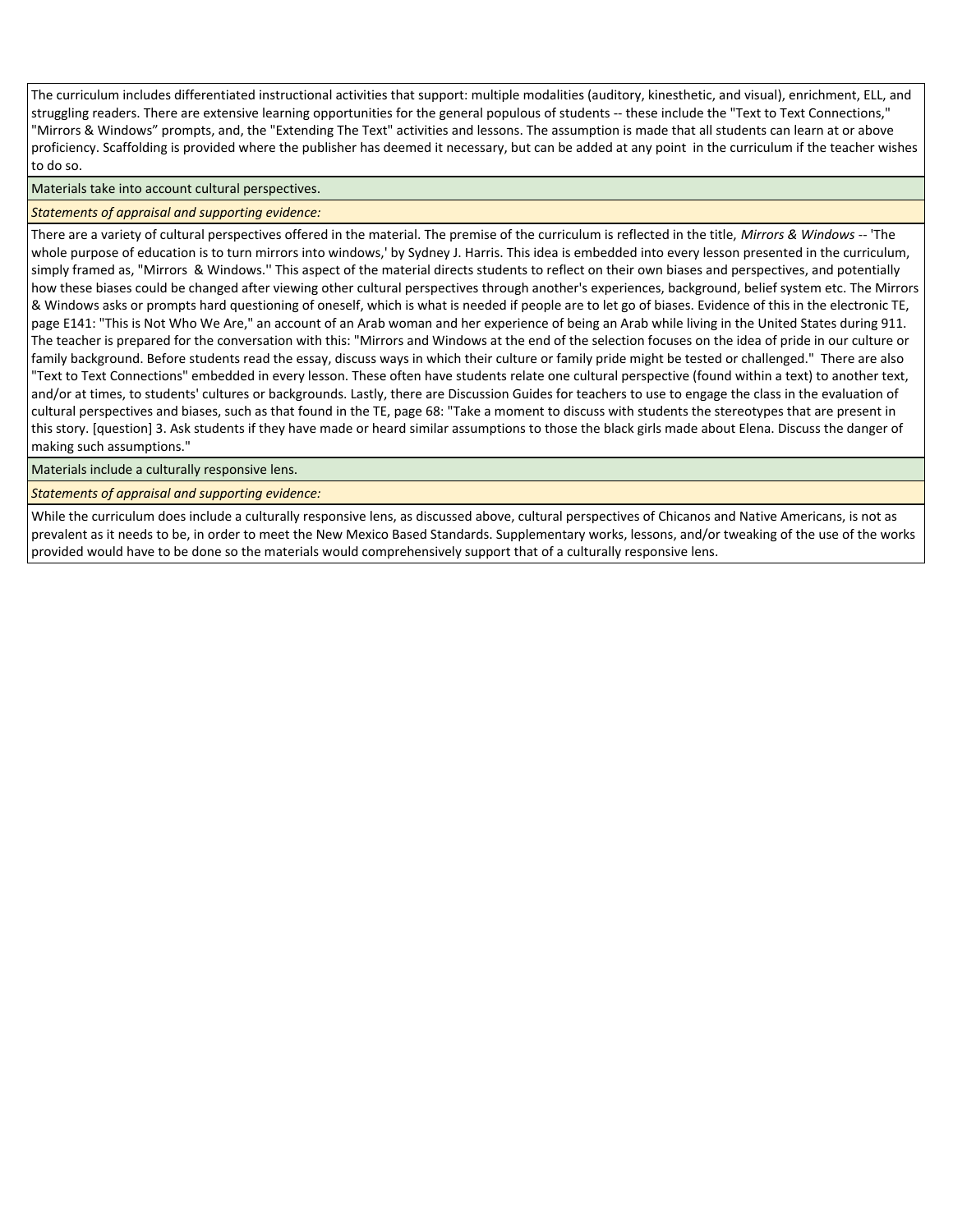The curriculum includes differentiated instructional activities that support: multiple modalities (auditory, kinesthetic, and visual), enrichment, ELL, and struggling readers. There are extensive learning opportunities for the general populous of students -- these include the "Text to Text Connections," "Mirrors & Windows" prompts, and, the "Extending The Text" activities and lessons. The assumption is made that all students can learn at or above proficiency. Scaffolding is provided where the publisher has deemed it necessary, but can be added at any point in the curriculum if the teacher wishes to do so.

Materials take into account cultural perspectives.

*Statements of appraisal and supporting evidence:*

There are a variety of cultural perspectives offered in the material. The premise of the curriculum is reflected in the title, *Mirrors & Windows* -- 'The whole purpose of education is to turn mirrors into windows,' by Sydney J. Harris. This idea is embedded into every lesson presented in the curriculum, simply framed as, "Mirrors & Windows.'' This aspect of the material directs students to reflect on their own biases and perspectives, and potentially how these biases could be changed after viewing other cultural perspectives through another's experiences, background, belief system etc. The Mirrors & Windows asks or prompts hard questioning of oneself, which is what is needed if people are to let go of biases. Evidence of this in the electronic TE, page E141: "This is Not Who We Are," an account of an Arab woman and her experience of being an Arab while living in the United States during 911. The teacher is prepared for the conversation with this: "Mirrors and Windows at the end of the selection focuses on the idea of pride in our culture or family background. Before students read the essay, discuss ways in which their culture or family pride might be tested or challenged." There are also "Text to Text Connections" embedded in every lesson. These often have students relate one cultural perspective (found within a text) to another text, and/or at times, to students' cultures or backgrounds. Lastly, there are Discussion Guides for teachers to use to engage the class in the evaluation of cultural perspectives and biases, such as that found in the TE, page 68: "Take a moment to discuss with students the stereotypes that are present in this story. [question] 3. Ask students if they have made or heard similar assumptions to those the black girls made about Elena. Discuss the danger of making such assumptions."

Materials include a culturally responsive lens.

*Statements of appraisal and supporting evidence:*

While the curriculum does include a culturally responsive lens, as discussed above, cultural perspectives of Chicanos and Native Americans, is not as prevalent as it needs to be, in order to meet the New Mexico Based Standards. Supplementary works, lessons, and/or tweaking of the use of the works provided would have to be done so the materials would comprehensively support that of a culturally responsive lens.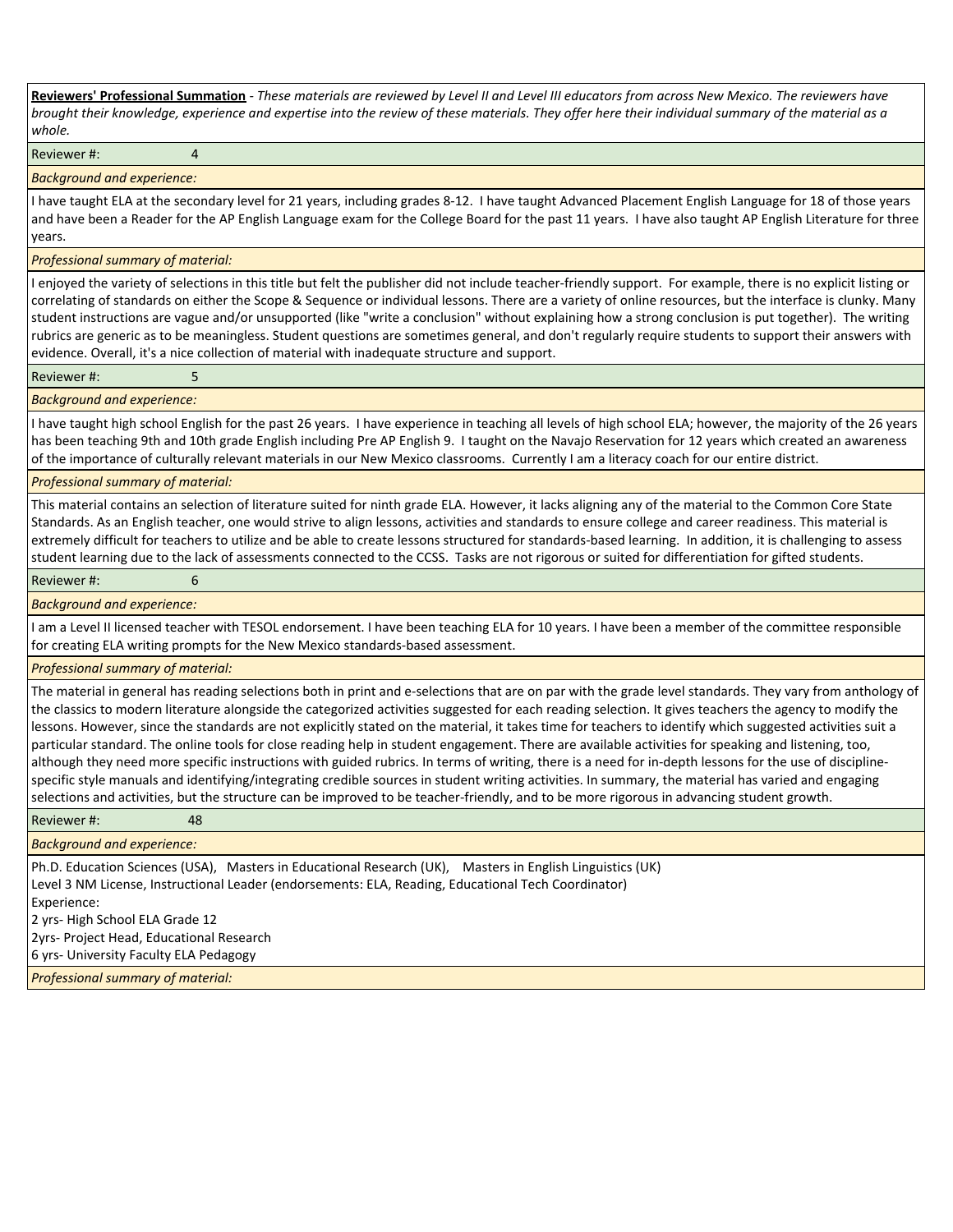**<u>Reviewers' Professional Summation</u>** - *These materials are reviewed by Level II and Level III educators from across New Mexico. The reviewers have brought their knowledge, experience and expertise into the review of these materials. They offer here their individual summary of the material as a whole.*

Reviewer #: 4

*Background and experience:*

I have taught ELA at the secondary level for 21 years, including grades 8-12. I have taught Advanced Placement English Language for 18 of those years and have been a Reader for the AP English Language exam for the College Board for the past 11 years. I have also taught AP English Literature for three years.

*Professional summary of material:*

I enjoyed the variety of selections in this title but felt the publisher did not include teacher-friendly support. For example, there is no explicit listing or correlating of standards on either the Scope & Sequence or individual lessons. There are a variety of online resources, but the interface is clunky. Many student instructions are vague and/or unsupported (like "write a conclusion" without explaining how a strong conclusion is put together). The writing rubrics are generic as to be meaningless. Student questions are sometimes general, and don't regularly require students to support their answers with evidence. Overall, it's a nice collection of material with inadequate structure and support.

Reviewer #: 5

*Background and experience:*

I have taught high school English for the past 26 years. I have experience in teaching all levels of high school ELA; however, the majority of the 26 years has been teaching 9th and 10th grade English including Pre AP English 9. I taught on the Navajo Reservation for 12 years which created an awareness of the importance of culturally relevant materials in our New Mexico classrooms. Currently I am a literacy coach for our entire district.

*Professional summary of material:*

This material contains an selection of literature suited for ninth grade ELA. However, it lacks aligning any of the material to the Common Core State Standards. As an English teacher, one would strive to align lessons, activities and standards to ensure college and career readiness. This material is extremely difficult for teachers to utilize and be able to create lessons structured for standards-based learning. In addition, it is challenging to assess student learning due to the lack of assessments connected to the CCSS. Tasks are not rigorous or suited for differentiation for gifted students.

Reviewer #: 6

*Background and experience:*

I am a Level II licensed teacher with TESOL endorsement. I have been teaching ELA for 10 years. I have been a member of the committee responsible for creating ELA writing prompts for the New Mexico standards-based assessment.

*Professional summary of material:*

The material in general has reading selections both in print and e-selections that are on par with the grade level standards. They vary from anthology of the classics to modern literature alongside the categorized activities suggested for each reading selection. It gives teachers the agency to modify the lessons. However, since the standards are not explicitly stated on the material, it takes time for teachers to identify which suggested activities suit a particular standard. The online tools for close reading help in student engagement. There are available activities for speaking and listening, too, although they need more specific instructions with guided rubrics. In terms of writing, there is a need for in-depth lessons for the use of discipline-specific style manuals and identifying/integrating credible sources in student writing activities. In summary, the material has varied and engaging selections and activities, but the structure can be improved to be teacher-friendly, and to be more rigorous in advancing student growth.

Reviewer #: 48

*Background and experience:*

Ph.D. Education Sciences (USA), Masters in Educational Research (UK), Masters in English Linguistics (UK)
Level 3 NM License, Instructional Leader (endorsements: ELA, Reading, Educational Tech Coordinator)
Experience:
2 yrs- High School ELA Grade 12
2yrs- Project Head, Educational Research
6 yrs- University Faculty ELA Pedagogy

*Professional summary of material:*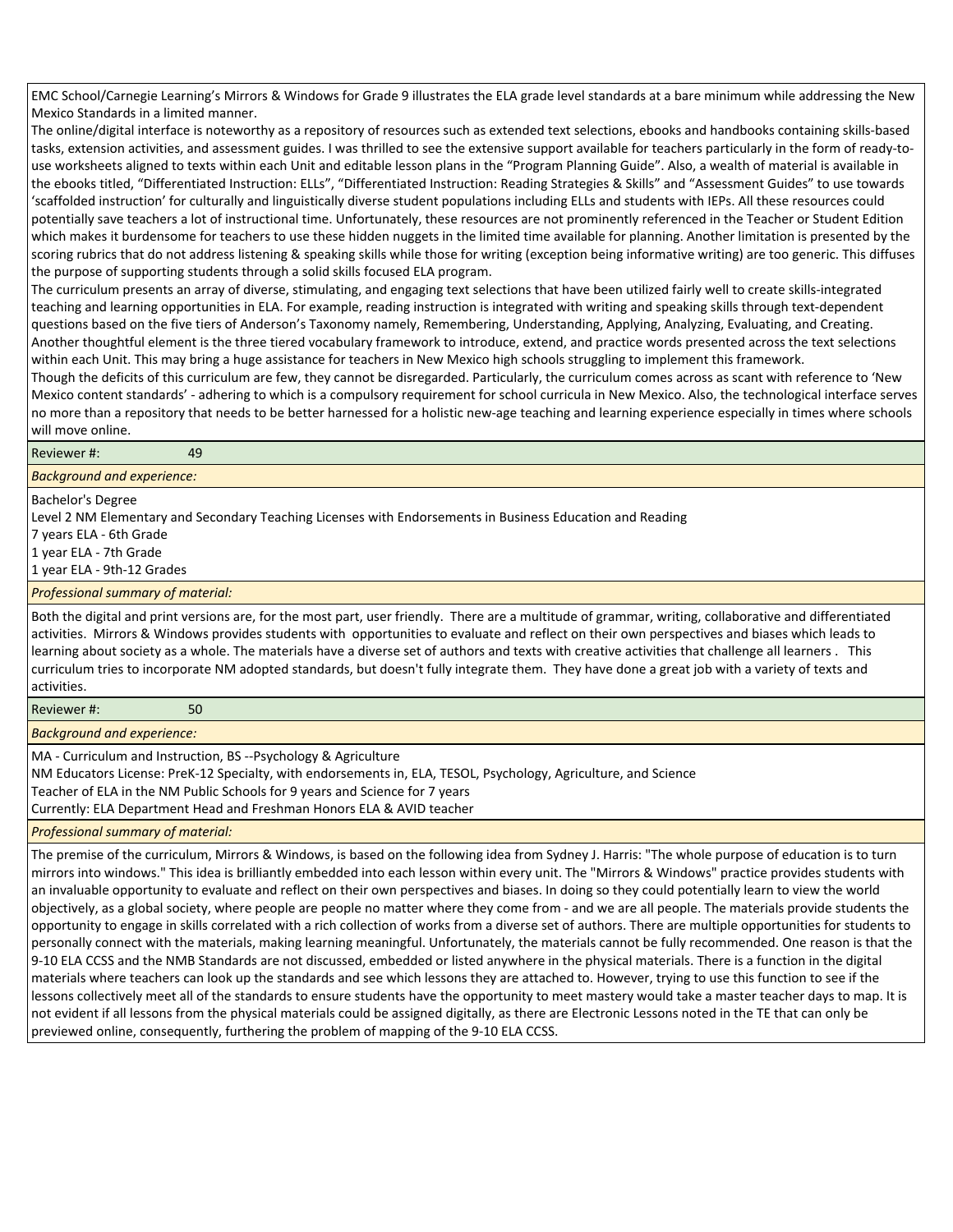EMC School/Carnegie Learning's Mirrors & Windows for Grade 9 illustrates the ELA grade level standards at a bare minimum while addressing the New Mexico Standards in a limited manner.
The online/digital interface is noteworthy as a repository of resources such as extended text selections, ebooks and handbooks containing skills-based tasks, extension activities, and assessment guides. I was thrilled to see the extensive support available for teachers particularly in the form of ready-to-use worksheets aligned to texts within each Unit and editable lesson plans in the "Program Planning Guide". Also, a wealth of material is available in the ebooks titled, "Differentiated Instruction: ELLs", "Differentiated Instruction: Reading Strategies & Skills" and "Assessment Guides" to use towards 'scaffolded instruction' for culturally and linguistically diverse student populations including ELLs and students with IEPs. All these resources could potentially save teachers a lot of instructional time. Unfortunately, these resources are not prominently referenced in the Teacher or Student Edition which makes it burdensome for teachers to use these hidden nuggets in the limited time available for planning. Another limitation is presented by the scoring rubrics that do not address listening & speaking skills while those for writing (exception being informative writing) are too generic. This diffuses the purpose of supporting students through a solid skills focused ELA program.
The curriculum presents an array of diverse, stimulating, and engaging text selections that have been utilized fairly well to create skills-integrated teaching and learning opportunities in ELA. For example, reading instruction is integrated with writing and speaking skills through text-dependent questions based on the five tiers of Anderson's Taxonomy namely, Remembering, Understanding, Applying, Analyzing, Evaluating, and Creating. Another thoughtful element is the three tiered vocabulary framework to introduce, extend, and practice words presented across the text selections within each Unit. This may bring a huge assistance for teachers in New Mexico high schools struggling to implement this framework.
Though the deficits of this curriculum are few, they cannot be disregarded. Particularly, the curriculum comes across as scant with reference to 'New Mexico content standards' - adhering to which is a compulsory requirement for school curricula in New Mexico. Also, the technological interface serves no more than a repository that needs to be better harnessed for a holistic new-age teaching and learning experience especially in times where schools will move online.

Reviewer #: 49

*Background and experience:*

Bachelor's Degree
Level 2 NM Elementary and Secondary Teaching Licenses with Endorsements in Business Education and Reading
7 years ELA - 6th Grade
1 year ELA - 7th Grade
1 year ELA - 9th-12 Grades

*Professional summary of material:*

Both the digital and print versions are, for the most part, user friendly. There are a multitude of grammar, writing, collaborative and differentiated activities. Mirrors & Windows provides students with opportunities to evaluate and reflect on their own perspectives and biases which leads to learning about society as a whole. The materials have a diverse set of authors and texts with creative activities that challenge all learners . This curriculum tries to incorporate NM adopted standards, but doesn't fully integrate them. They have done a great job with a variety of texts and activities.

Reviewer #: 50

*Background and experience:*

MA - Curriculum and Instruction, BS --Psychology & Agriculture
NM Educators License: PreK-12 Specialty, with endorsements in, ELA, TESOL, Psychology, Agriculture, and Science
Teacher of ELA in the NM Public Schools for 9 years and Science for 7 years
Currently: ELA Department Head and Freshman Honors ELA & AVID teacher

*Professional summary of material:*

The premise of the curriculum, Mirrors & Windows, is based on the following idea from Sydney J. Harris: "The whole purpose of education is to turn mirrors into windows." This idea is brilliantly embedded into each lesson within every unit. The "Mirrors & Windows" practice provides students with an invaluable opportunity to evaluate and reflect on their own perspectives and biases. In doing so they could potentially learn to view the world objectively, as a global society, where people are people no matter where they come from - and we are all people. The materials provide students the opportunity to engage in skills correlated with a rich collection of works from a diverse set of authors. There are multiple opportunities for students to personally connect with the materials, making learning meaningful. Unfortunately, the materials cannot be fully recommended. One reason is that the 9-10 ELA CCSS and the NMB Standards are not discussed, embedded or listed anywhere in the physical materials. There is a function in the digital materials where teachers can look up the standards and see which lessons they are attached to. However, trying to use this function to see if the lessons collectively meet all of the standards to ensure students have the opportunity to meet mastery would take a master teacher days to map. It is not evident if all lessons from the physical materials could be assigned digitally, as there are Electronic Lessons noted in the TE that can only be previewed online, consequently, furthering the problem of mapping of the 9-10 ELA CCSS.